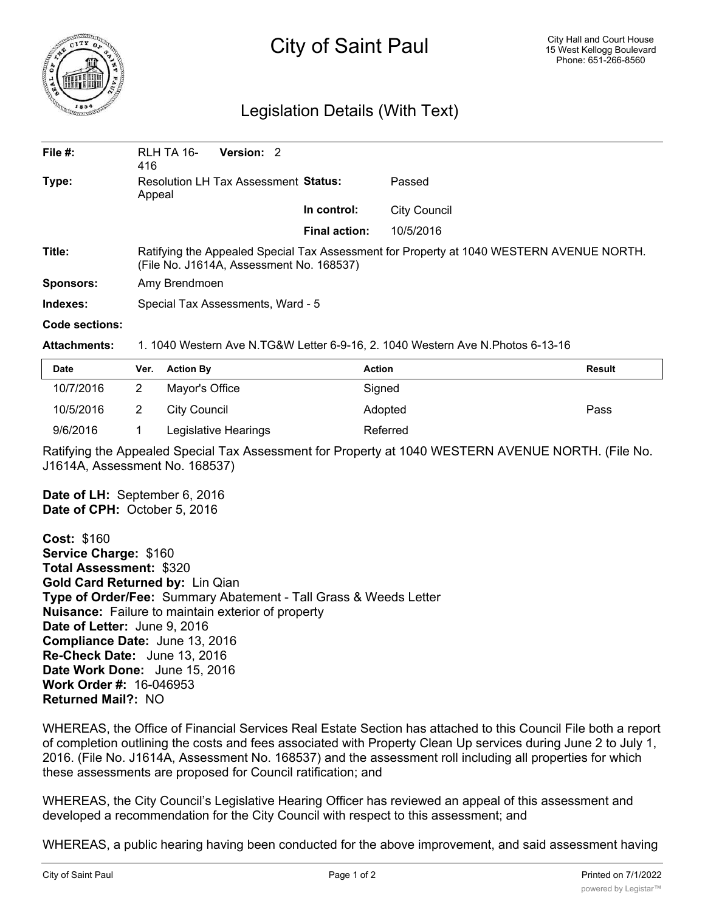# City of Saint Paul

City Hall and Court House
15 West Kellogg Boulevard
Phone: 651-266-8560

## Legislation Details (With Text)

| | | | |
|---|---|---|---|
| **File #:** | RLH TA 16-416 **Version:** 2 | | |
| **Type:** | Resolution LH Tax Assessment Appeal | **Status:** | Passed |
| | | **In control:** | City Council |
| | | **Final action:** | 10/5/2016 |
| **Title:** | Ratifying the Appealed Special Tax Assessment for Property at 1040 WESTERN AVENUE NORTH. (File No. J1614A, Assessment No. 168537) | | |
| **Sponsors:** | Amy Brendmoen | | |
| **Indexes:** | Special Tax Assessments, Ward - 5 | | |
| **Code sections:** | | | |
| **Attachments:** | 1. 1040 Western Ave N.TG&W Letter 6-9-16, 2. 1040 Western Ave N.Photos 6-13-16 | | |

| Date | Ver. | Action By | Action | Result |
|---|---|---|---|---|
| 10/7/2016 | 2 | Mayor's Office | Signed | |
| 10/5/2016 | 2 | City Council | Adopted | Pass |
| 9/6/2016 | 1 | Legislative Hearings | Referred | |

Ratifying the Appealed Special Tax Assessment for Property at 1040 WESTERN AVENUE NORTH. (File No. J1614A, Assessment No. 168537)

**Date of LH:** September 6, 2016
**Date of CPH:** October 5, 2016

**Cost:** $160
**Service Charge:** $160
**Total Assessment:** $320
**Gold Card Returned by:** Lin Qian
**Type of Order/Fee:** Summary Abatement - Tall Grass & Weeds Letter
**Nuisance:** Failure to maintain exterior of property
**Date of Letter:** June 9, 2016
**Compliance Date:** June 13, 2016
**Re-Check Date:** June 13, 2016
**Date Work Done:** June 15, 2016
**Work Order #:** 16-046953
**Returned Mail?:** NO

WHEREAS, the Office of Financial Services Real Estate Section has attached to this Council File both a report of completion outlining the costs and fees associated with Property Clean Up services during June 2 to July 1, 2016. (File No. J1614A, Assessment No. 168537) and the assessment roll including all properties for which these assessments are proposed for Council ratification; and

WHEREAS, the City Council's Legislative Hearing Officer has reviewed an appeal of this assessment and developed a recommendation for the City Council with respect to this assessment; and

WHEREAS, a public hearing having been conducted for the above improvement, and said assessment having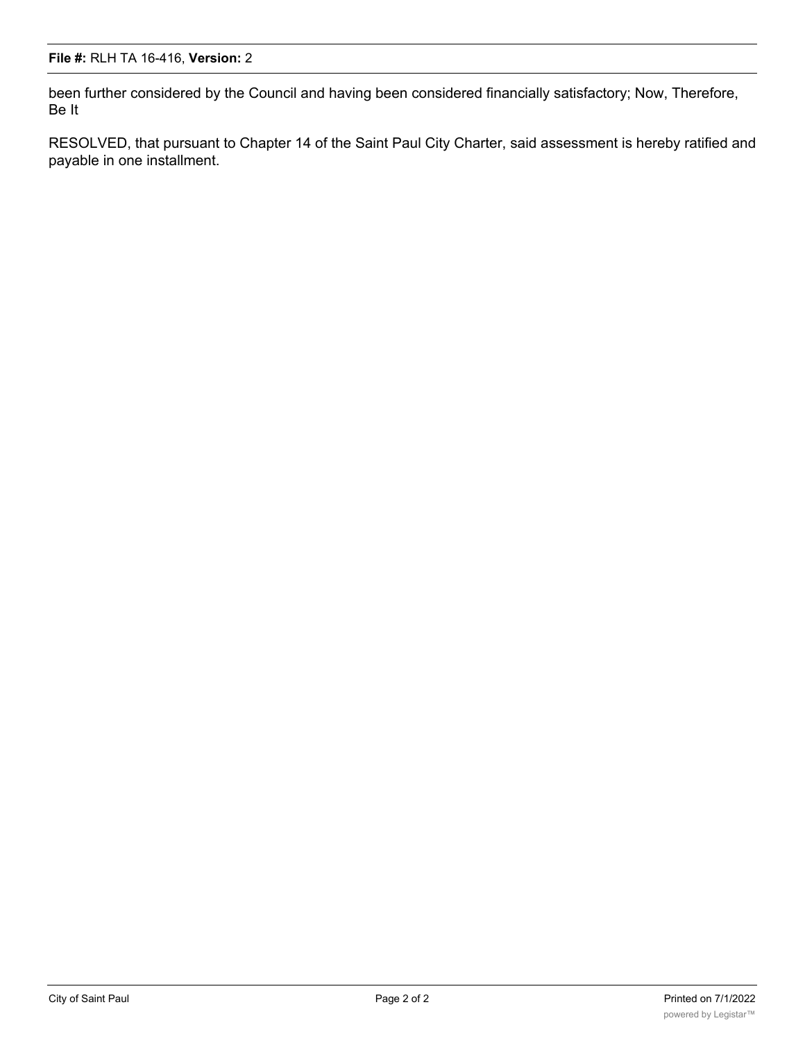been further considered by the Council and having been considered financially satisfactory; Now, Therefore, Be It

RESOLVED, that pursuant to Chapter 14 of the Saint Paul City Charter, said assessment is hereby ratified and payable in one installment.